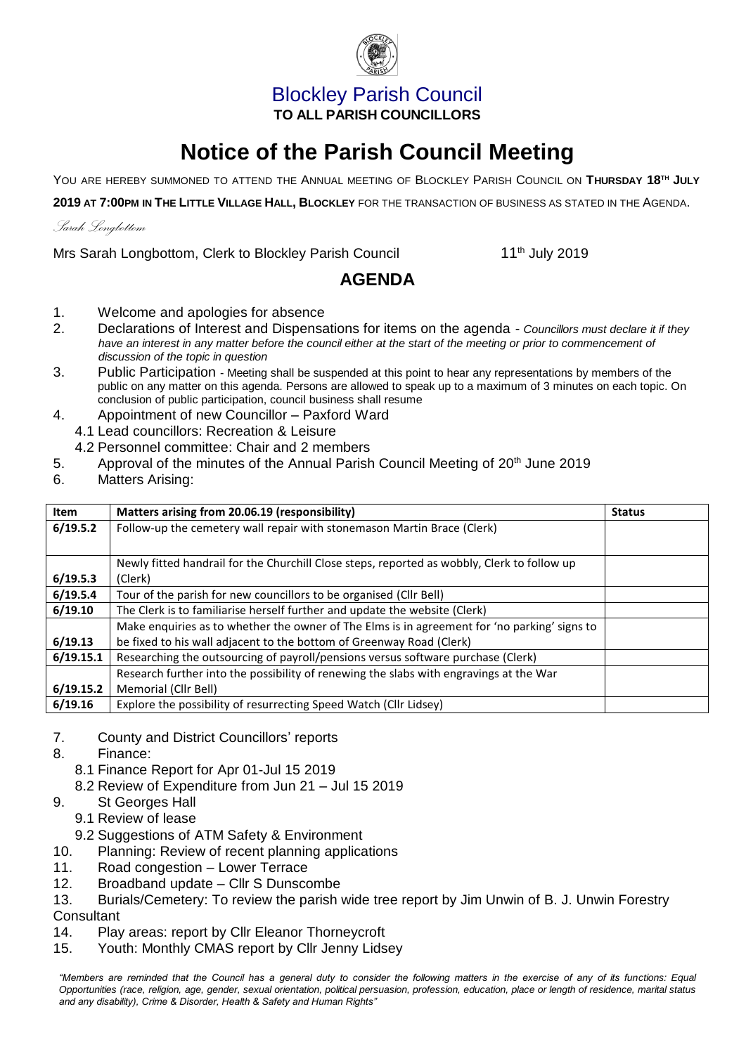# Blockley Parish Council

**TO ALL PARISH COUNCILLORS**

# Notice of the Parish Council Meeting

YOU ARE HEREBY SUMMONED TO ATTEND THE ANNUAL MEETING OF BLOCKLEY PARISH COUNCIL ON **THURSDAY 18TH JULY 2019 AT 7:00PM IN THE LITTLE VILLAGE HALL, BLOCKLEY** FOR THE TRANSACTION OF BUSINESS AS STATED IN THE AGENDA.

*Sarah Longbottom*

Mrs Sarah Longbottom, Clerk to Blockley Parish Council 11th July 2019

## AGENDA

1. Welcome and apologies for absence
2. Declarations of Interest and Dispensations for items on the agenda - *Councillors must declare it if they have an interest in any matter before the council either at the start of the meeting or prior to commencement of discussion of the topic in question*
3. Public Participation - Meeting shall be suspended at this point to hear any representations by members of the public on any matter on this agenda. Persons are allowed to speak up to a maximum of 3 minutes on each topic. On conclusion of public participation, council business shall resume
4. Appointment of new Councillor – Paxford Ward
   - 4.1 Lead councillors: Recreation & Leisure
   - 4.2 Personnel committee: Chair and 2 members
5. Approval of the minutes of the Annual Parish Council Meeting of 20th June 2019
6. Matters Arising:

| Item | Matters arising from 20.06.19 (responsibility) | Status |
|---|---|---|
| 6/19.5.2 | Follow-up the cemetery wall repair with stonemason Martin Brace (Clerk) | |
| 6/19.5.3 | Newly fitted handrail for the Churchill Close steps, reported as wobbly, Clerk to follow up (Clerk) | |
| 6/19.5.4 | Tour of the parish for new councillors to be organised (Cllr Bell) | |
| 6/19.10 | The Clerk is to familiarise herself further and update the website (Clerk) | |
| 6/19.13 | Make enquiries as to whether the owner of The Elms is in agreement for 'no parking' signs to be fixed to his wall adjacent to the bottom of Greenway Road (Clerk) | |
| 6/19.15.1 | Researching the outsourcing of payroll/pensions versus software purchase (Clerk) | |
| 6/19.15.2 | Research further into the possibility of renewing the slabs with engravings at the War Memorial (Cllr Bell) | |
| 6/19.16 | Explore the possibility of resurrecting Speed Watch (Cllr Lidsey) | |

7. County and District Councillors' reports
8. Finance:
   - 8.1 Finance Report for Apr 01-Jul 15 2019
   - 8.2 Review of Expenditure from Jun 21 – Jul 15 2019
9. St Georges Hall
   - 9.1 Review of lease
   - 9.2 Suggestions of ATM Safety & Environment
10. Planning: Review of recent planning applications
11. Road congestion – Lower Terrace
12. Broadband update – Cllr S Dunscombe
13. Burials/Cemetery: To review the parish wide tree report by Jim Unwin of B. J. Unwin Forestry Consultant
14. Play areas: report by Cllr Eleanor Thorneycroft
15. Youth: Monthly CMAS report by Cllr Jenny Lidsey

*"Members are reminded that the Council has a general duty to consider the following matters in the exercise of any of its functions: Equal Opportunities (race, religion, age, gender, sexual orientation, political persuasion, profession, education, place or length of residence, marital status and any disability), Crime & Disorder, Health & Safety and Human Rights"*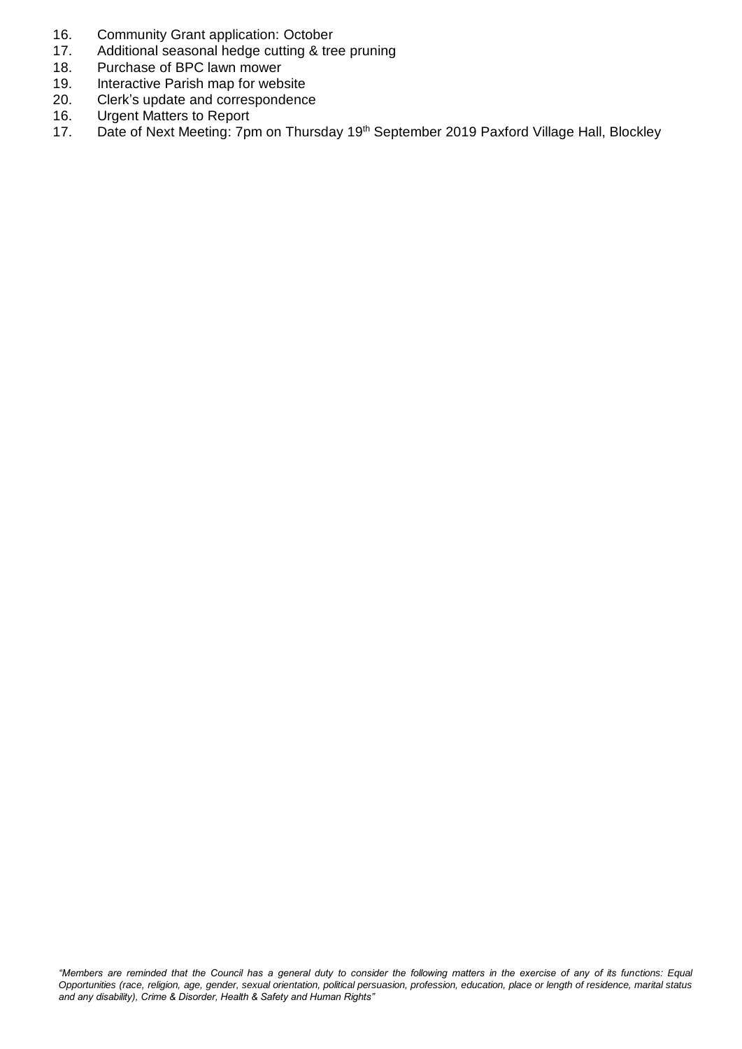16. Community Grant application: October
17. Additional seasonal hedge cutting & tree pruning
18. Purchase of BPC lawn mower
19. Interactive Parish map for website
20. Clerk's update and correspondence
16. Urgent Matters to Report
17. Date of Next Meeting: 7pm on Thursday 19th September 2019 Paxford Village Hall, Blockley

*"Members are reminded that the Council has a general duty to consider the following matters in the exercise of any of its functions: Equal Opportunities (race, religion, age, gender, sexual orientation, political persuasion, profession, education, place or length of residence, marital status and any disability), Crime & Disorder, Health & Safety and Human Rights"*